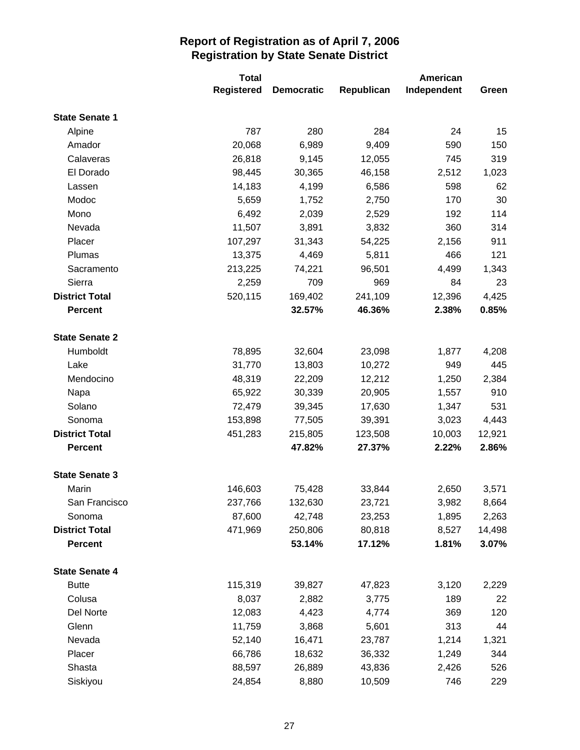# Report of Registration as of April 7, 2006
## Registration by State Senate District

| | Total Registered | Democratic | Republican | American Independent | Green |
|---|---|---|---|---|---|
| **State Senate 1** | | | | | |
| Alpine | 787 | 280 | 284 | 24 | 15 |
| Amador | 20,068 | 6,989 | 9,409 | 590 | 150 |
| Calaveras | 26,818 | 9,145 | 12,055 | 745 | 319 |
| El Dorado | 98,445 | 30,365 | 46,158 | 2,512 | 1,023 |
| Lassen | 14,183 | 4,199 | 6,586 | 598 | 62 |
| Modoc | 5,659 | 1,752 | 2,750 | 170 | 30 |
| Mono | 6,492 | 2,039 | 2,529 | 192 | 114 |
| Nevada | 11,507 | 3,891 | 3,832 | 360 | 314 |
| Placer | 107,297 | 31,343 | 54,225 | 2,156 | 911 |
| Plumas | 13,375 | 4,469 | 5,811 | 466 | 121 |
| Sacramento | 213,225 | 74,221 | 96,501 | 4,499 | 1,343 |
| Sierra | 2,259 | 709 | 969 | 84 | 23 |
| **District Total** | 520,115 | 169,402 | 241,109 | 12,396 | 4,425 |
| **Percent** | | **32.57%** | **46.36%** | **2.38%** | **0.85%** |
| **State Senate 2** | | | | | |
| Humboldt | 78,895 | 32,604 | 23,098 | 1,877 | 4,208 |
| Lake | 31,770 | 13,803 | 10,272 | 949 | 445 |
| Mendocino | 48,319 | 22,209 | 12,212 | 1,250 | 2,384 |
| Napa | 65,922 | 30,339 | 20,905 | 1,557 | 910 |
| Solano | 72,479 | 39,345 | 17,630 | 1,347 | 531 |
| Sonoma | 153,898 | 77,505 | 39,391 | 3,023 | 4,443 |
| **District Total** | 451,283 | 215,805 | 123,508 | 10,003 | 12,921 |
| **Percent** | | **47.82%** | **27.37%** | **2.22%** | **2.86%** |
| **State Senate 3** | | | | | |
| Marin | 146,603 | 75,428 | 33,844 | 2,650 | 3,571 |
| San Francisco | 237,766 | 132,630 | 23,721 | 3,982 | 8,664 |
| Sonoma | 87,600 | 42,748 | 23,253 | 1,895 | 2,263 |
| **District Total** | 471,969 | 250,806 | 80,818 | 8,527 | 14,498 |
| **Percent** | | **53.14%** | **17.12%** | **1.81%** | **3.07%** |
| **State Senate 4** | | | | | |
| Butte | 115,319 | 39,827 | 47,823 | 3,120 | 2,229 |
| Colusa | 8,037 | 2,882 | 3,775 | 189 | 22 |
| Del Norte | 12,083 | 4,423 | 4,774 | 369 | 120 |
| Glenn | 11,759 | 3,868 | 5,601 | 313 | 44 |
| Nevada | 52,140 | 16,471 | 23,787 | 1,214 | 1,321 |
| Placer | 66,786 | 18,632 | 36,332 | 1,249 | 344 |
| Shasta | 88,597 | 26,889 | 43,836 | 2,426 | 526 |
| Siskiyou | 24,854 | 8,880 | 10,509 | 746 | 229 |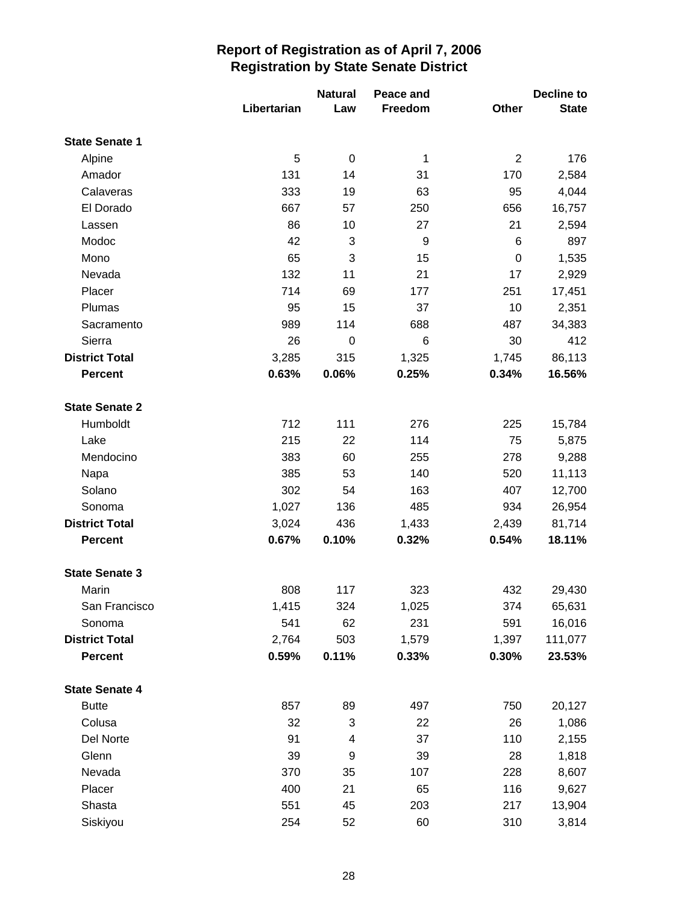# Report of Registration as of April 7, 2006
## Registration by State Senate District

| | Libertarian | Natural Law | Peace and Freedom | Other | Decline to State |
|---|---|---|---|---|---|
| **State Senate 1** | | | | | |
| Alpine | 5 | 0 | 1 | 2 | 176 |
| Amador | 131 | 14 | 31 | 170 | 2,584 |
| Calaveras | 333 | 19 | 63 | 95 | 4,044 |
| El Dorado | 667 | 57 | 250 | 656 | 16,757 |
| Lassen | 86 | 10 | 27 | 21 | 2,594 |
| Modoc | 42 | 3 | 9 | 6 | 897 |
| Mono | 65 | 3 | 15 | 0 | 1,535 |
| Nevada | 132 | 11 | 21 | 17 | 2,929 |
| Placer | 714 | 69 | 177 | 251 | 17,451 |
| Plumas | 95 | 15 | 37 | 10 | 2,351 |
| Sacramento | 989 | 114 | 688 | 487 | 34,383 |
| Sierra | 26 | 0 | 6 | 30 | 412 |
| **District Total** | 3,285 | 315 | 1,325 | 1,745 | 86,113 |
| **Percent** | **0.63%** | **0.06%** | **0.25%** | **0.34%** | **16.56%** |
| **State Senate 2** | | | | | |
| Humboldt | 712 | 111 | 276 | 225 | 15,784 |
| Lake | 215 | 22 | 114 | 75 | 5,875 |
| Mendocino | 383 | 60 | 255 | 278 | 9,288 |
| Napa | 385 | 53 | 140 | 520 | 11,113 |
| Solano | 302 | 54 | 163 | 407 | 12,700 |
| Sonoma | 1,027 | 136 | 485 | 934 | 26,954 |
| **District Total** | 3,024 | 436 | 1,433 | 2,439 | 81,714 |
| **Percent** | **0.67%** | **0.10%** | **0.32%** | **0.54%** | **18.11%** |
| **State Senate 3** | | | | | |
| Marin | 808 | 117 | 323 | 432 | 29,430 |
| San Francisco | 1,415 | 324 | 1,025 | 374 | 65,631 |
| Sonoma | 541 | 62 | 231 | 591 | 16,016 |
| **District Total** | 2,764 | 503 | 1,579 | 1,397 | 111,077 |
| **Percent** | **0.59%** | **0.11%** | **0.33%** | **0.30%** | **23.53%** |
| **State Senate 4** | | | | | |
| Butte | 857 | 89 | 497 | 750 | 20,127 |
| Colusa | 32 | 3 | 22 | 26 | 1,086 |
| Del Norte | 91 | 4 | 37 | 110 | 2,155 |
| Glenn | 39 | 9 | 39 | 28 | 1,818 |
| Nevada | 370 | 35 | 107 | 228 | 8,607 |
| Placer | 400 | 21 | 65 | 116 | 9,627 |
| Shasta | 551 | 45 | 203 | 217 | 13,904 |
| Siskiyou | 254 | 52 | 60 | 310 | 3,814 |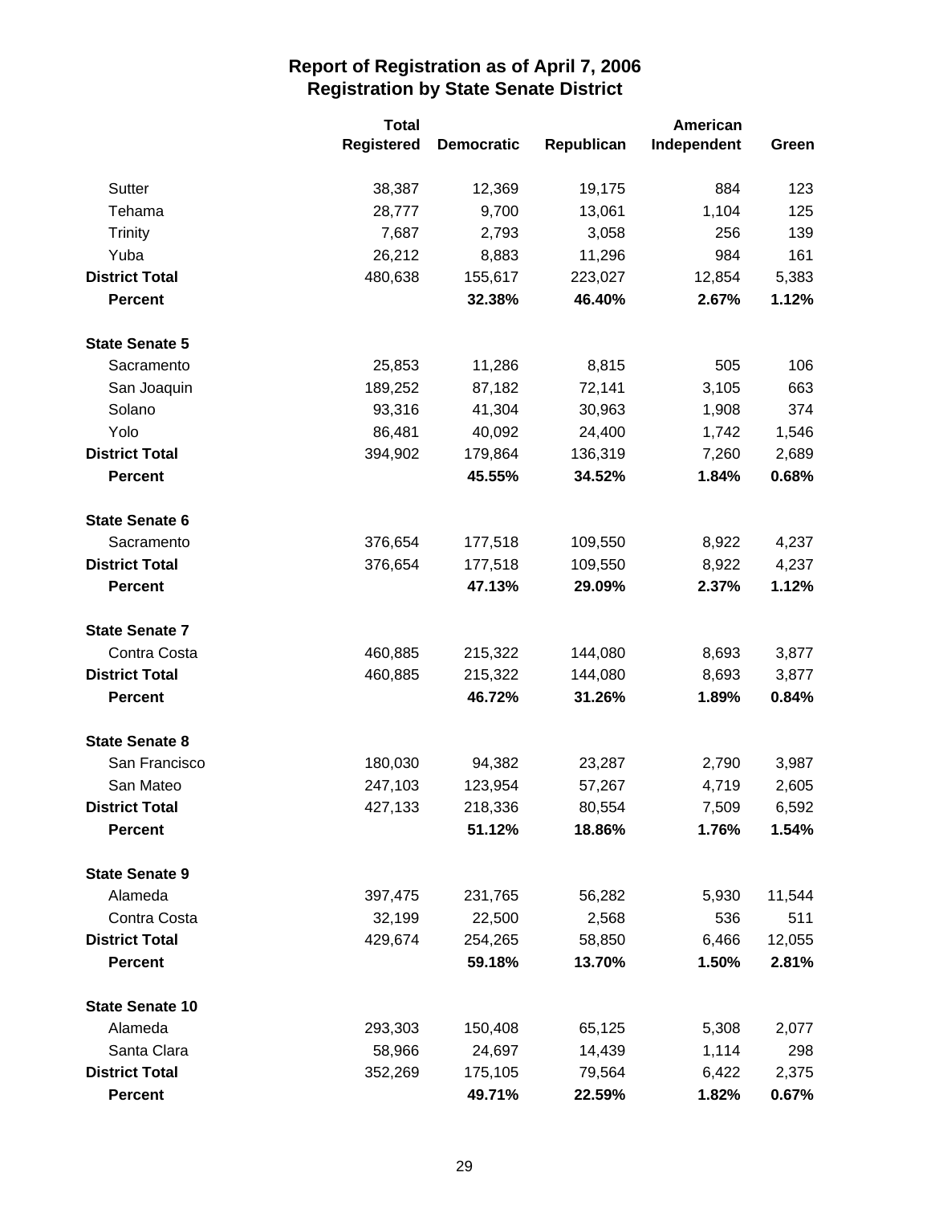# Report of Registration as of April 7, 2006
## Registration by State Senate District

| | Total Registered | Democratic | Republican | American Independent | Green |
|---|---|---|---|---|---|
| Sutter | 38,387 | 12,369 | 19,175 | 884 | 123 |
| Tehama | 28,777 | 9,700 | 13,061 | 1,104 | 125 |
| Trinity | 7,687 | 2,793 | 3,058 | 256 | 139 |
| Yuba | 26,212 | 8,883 | 11,296 | 984 | 161 |
| **District Total** | 480,638 | 155,617 | 223,027 | 12,854 | 5,383 |
| **Percent** | | **32.38%** | **46.40%** | **2.67%** | **1.12%** |
| **State Senate 5** | | | | | |
| Sacramento | 25,853 | 11,286 | 8,815 | 505 | 106 |
| San Joaquin | 189,252 | 87,182 | 72,141 | 3,105 | 663 |
| Solano | 93,316 | 41,304 | 30,963 | 1,908 | 374 |
| Yolo | 86,481 | 40,092 | 24,400 | 1,742 | 1,546 |
| **District Total** | 394,902 | 179,864 | 136,319 | 7,260 | 2,689 |
| **Percent** | | **45.55%** | **34.52%** | **1.84%** | **0.68%** |
| **State Senate 6** | | | | | |
| Sacramento | 376,654 | 177,518 | 109,550 | 8,922 | 4,237 |
| **District Total** | 376,654 | 177,518 | 109,550 | 8,922 | 4,237 |
| **Percent** | | **47.13%** | **29.09%** | **2.37%** | **1.12%** |
| **State Senate 7** | | | | | |
| Contra Costa | 460,885 | 215,322 | 144,080 | 8,693 | 3,877 |
| **District Total** | 460,885 | 215,322 | 144,080 | 8,693 | 3,877 |
| **Percent** | | **46.72%** | **31.26%** | **1.89%** | **0.84%** |
| **State Senate 8** | | | | | |
| San Francisco | 180,030 | 94,382 | 23,287 | 2,790 | 3,987 |
| San Mateo | 247,103 | 123,954 | 57,267 | 4,719 | 2,605 |
| **District Total** | 427,133 | 218,336 | 80,554 | 7,509 | 6,592 |
| **Percent** | | **51.12%** | **18.86%** | **1.76%** | **1.54%** |
| **State Senate 9** | | | | | |
| Alameda | 397,475 | 231,765 | 56,282 | 5,930 | 11,544 |
| Contra Costa | 32,199 | 22,500 | 2,568 | 536 | 511 |
| **District Total** | 429,674 | 254,265 | 58,850 | 6,466 | 12,055 |
| **Percent** | | **59.18%** | **13.70%** | **1.50%** | **2.81%** |
| **State Senate 10** | | | | | |
| Alameda | 293,303 | 150,408 | 65,125 | 5,308 | 2,077 |
| Santa Clara | 58,966 | 24,697 | 14,439 | 1,114 | 298 |
| **District Total** | 352,269 | 175,105 | 79,564 | 6,422 | 2,375 |
| **Percent** | | **49.71%** | **22.59%** | **1.82%** | **0.67%** |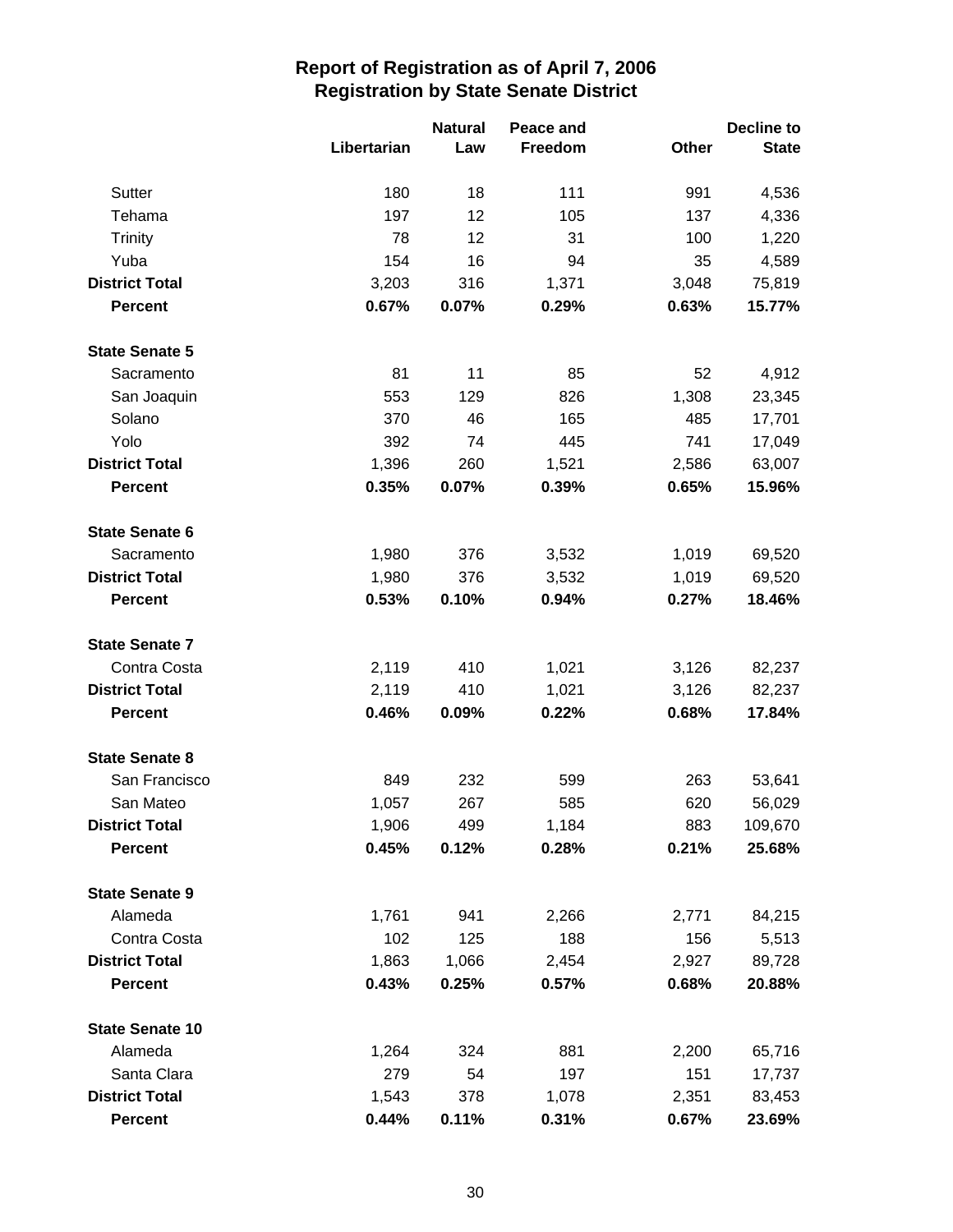# Report of Registration as of April 7, 2006
## Registration by State Senate District

| | Libertarian | Natural Law | Peace and Freedom | Other | Decline to State |
|---|---|---|---|---|---|
| Sutter | 180 | 18 | 111 | 991 | 4,536 |
| Tehama | 197 | 12 | 105 | 137 | 4,336 |
| Trinity | 78 | 12 | 31 | 100 | 1,220 |
| Yuba | 154 | 16 | 94 | 35 | 4,589 |
| **District Total** | 3,203 | 316 | 1,371 | 3,048 | 75,819 |
| **Percent** | **0.67%** | **0.07%** | **0.29%** | **0.63%** | **15.77%** |
| **State Senate 5** | | | | | |
| Sacramento | 81 | 11 | 85 | 52 | 4,912 |
| San Joaquin | 553 | 129 | 826 | 1,308 | 23,345 |
| Solano | 370 | 46 | 165 | 485 | 17,701 |
| Yolo | 392 | 74 | 445 | 741 | 17,049 |
| **District Total** | 1,396 | 260 | 1,521 | 2,586 | 63,007 |
| **Percent** | **0.35%** | **0.07%** | **0.39%** | **0.65%** | **15.96%** |
| **State Senate 6** | | | | | |
| Sacramento | 1,980 | 376 | 3,532 | 1,019 | 69,520 |
| **District Total** | 1,980 | 376 | 3,532 | 1,019 | 69,520 |
| **Percent** | **0.53%** | **0.10%** | **0.94%** | **0.27%** | **18.46%** |
| **State Senate 7** | | | | | |
| Contra Costa | 2,119 | 410 | 1,021 | 3,126 | 82,237 |
| **District Total** | 2,119 | 410 | 1,021 | 3,126 | 82,237 |
| **Percent** | **0.46%** | **0.09%** | **0.22%** | **0.68%** | **17.84%** |
| **State Senate 8** | | | | | |
| San Francisco | 849 | 232 | 599 | 263 | 53,641 |
| San Mateo | 1,057 | 267 | 585 | 620 | 56,029 |
| **District Total** | 1,906 | 499 | 1,184 | 883 | 109,670 |
| **Percent** | **0.45%** | **0.12%** | **0.28%** | **0.21%** | **25.68%** |
| **State Senate 9** | | | | | |
| Alameda | 1,761 | 941 | 2,266 | 2,771 | 84,215 |
| Contra Costa | 102 | 125 | 188 | 156 | 5,513 |
| **District Total** | 1,863 | 1,066 | 2,454 | 2,927 | 89,728 |
| **Percent** | **0.43%** | **0.25%** | **0.57%** | **0.68%** | **20.88%** |
| **State Senate 10** | | | | | |
| Alameda | 1,264 | 324 | 881 | 2,200 | 65,716 |
| Santa Clara | 279 | 54 | 197 | 151 | 17,737 |
| **District Total** | 1,543 | 378 | 1,078 | 2,351 | 83,453 |
| **Percent** | **0.44%** | **0.11%** | **0.31%** | **0.67%** | **23.69%** |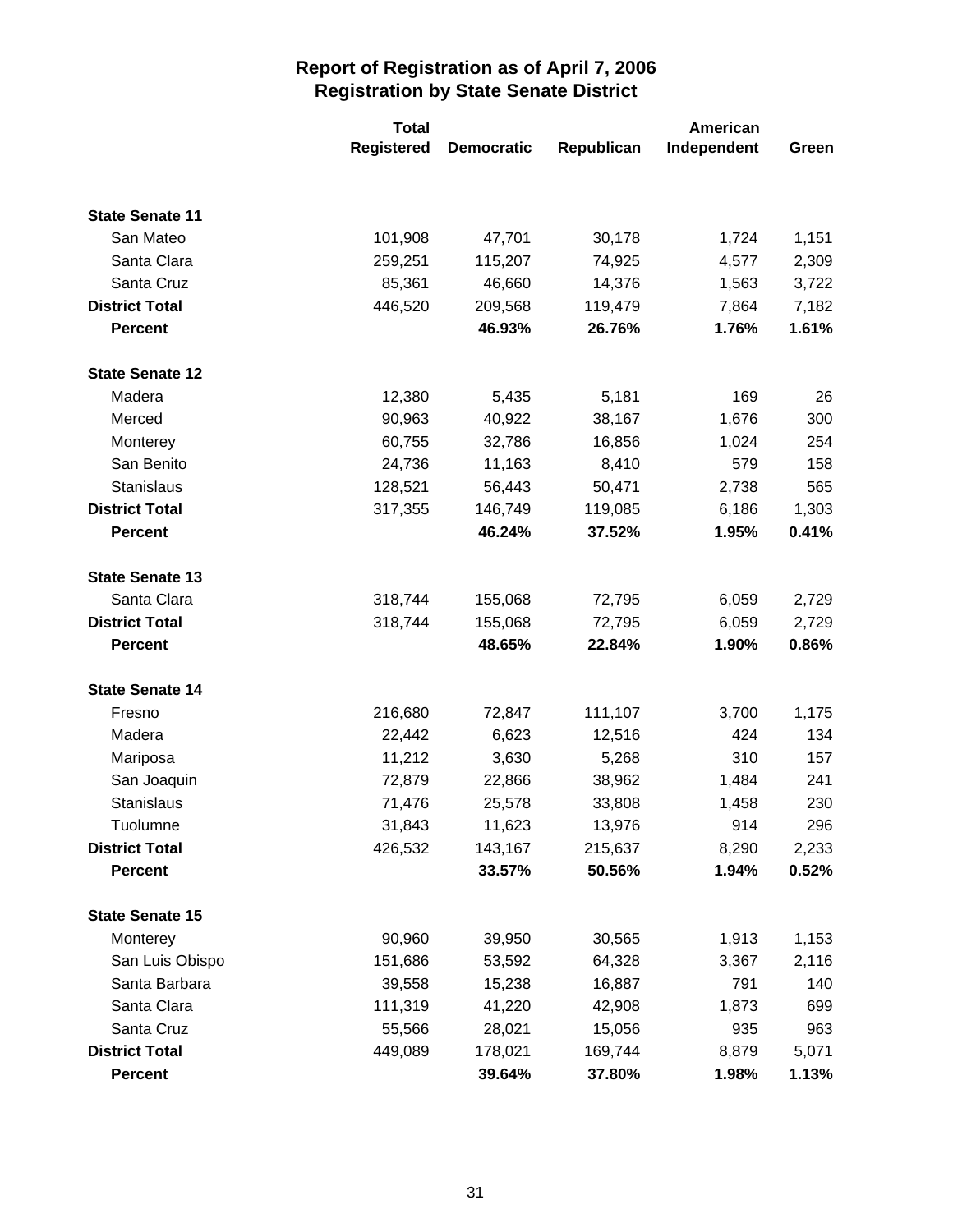# Report of Registration as of April 7, 2006
## Registration by State Senate District

| | Total Registered | Democratic | Republican | American Independent | Green |
|---|---|---|---|---|---|
| **State Senate 11** | | | | | |
| San Mateo | 101,908 | 47,701 | 30,178 | 1,724 | 1,151 |
| Santa Clara | 259,251 | 115,207 | 74,925 | 4,577 | 2,309 |
| Santa Cruz | 85,361 | 46,660 | 14,376 | 1,563 | 3,722 |
| **District Total** | 446,520 | 209,568 | 119,479 | 7,864 | 7,182 |
| **Percent** | | **46.93%** | **26.76%** | **1.76%** | **1.61%** |
| **State Senate 12** | | | | | |
| Madera | 12,380 | 5,435 | 5,181 | 169 | 26 |
| Merced | 90,963 | 40,922 | 38,167 | 1,676 | 300 |
| Monterey | 60,755 | 32,786 | 16,856 | 1,024 | 254 |
| San Benito | 24,736 | 11,163 | 8,410 | 579 | 158 |
| Stanislaus | 128,521 | 56,443 | 50,471 | 2,738 | 565 |
| **District Total** | 317,355 | 146,749 | 119,085 | 6,186 | 1,303 |
| **Percent** | | **46.24%** | **37.52%** | **1.95%** | **0.41%** |
| **State Senate 13** | | | | | |
| Santa Clara | 318,744 | 155,068 | 72,795 | 6,059 | 2,729 |
| **District Total** | 318,744 | 155,068 | 72,795 | 6,059 | 2,729 |
| **Percent** | | **48.65%** | **22.84%** | **1.90%** | **0.86%** |
| **State Senate 14** | | | | | |
| Fresno | 216,680 | 72,847 | 111,107 | 3,700 | 1,175 |
| Madera | 22,442 | 6,623 | 12,516 | 424 | 134 |
| Mariposa | 11,212 | 3,630 | 5,268 | 310 | 157 |
| San Joaquin | 72,879 | 22,866 | 38,962 | 1,484 | 241 |
| Stanislaus | 71,476 | 25,578 | 33,808 | 1,458 | 230 |
| Tuolumne | 31,843 | 11,623 | 13,976 | 914 | 296 |
| **District Total** | 426,532 | 143,167 | 215,637 | 8,290 | 2,233 |
| **Percent** | | **33.57%** | **50.56%** | **1.94%** | **0.52%** |
| **State Senate 15** | | | | | |
| Monterey | 90,960 | 39,950 | 30,565 | 1,913 | 1,153 |
| San Luis Obispo | 151,686 | 53,592 | 64,328 | 3,367 | 2,116 |
| Santa Barbara | 39,558 | 15,238 | 16,887 | 791 | 140 |
| Santa Clara | 111,319 | 41,220 | 42,908 | 1,873 | 699 |
| Santa Cruz | 55,566 | 28,021 | 15,056 | 935 | 963 |
| **District Total** | 449,089 | 178,021 | 169,744 | 8,879 | 5,071 |
| **Percent** | | **39.64%** | **37.80%** | **1.98%** | **1.13%** |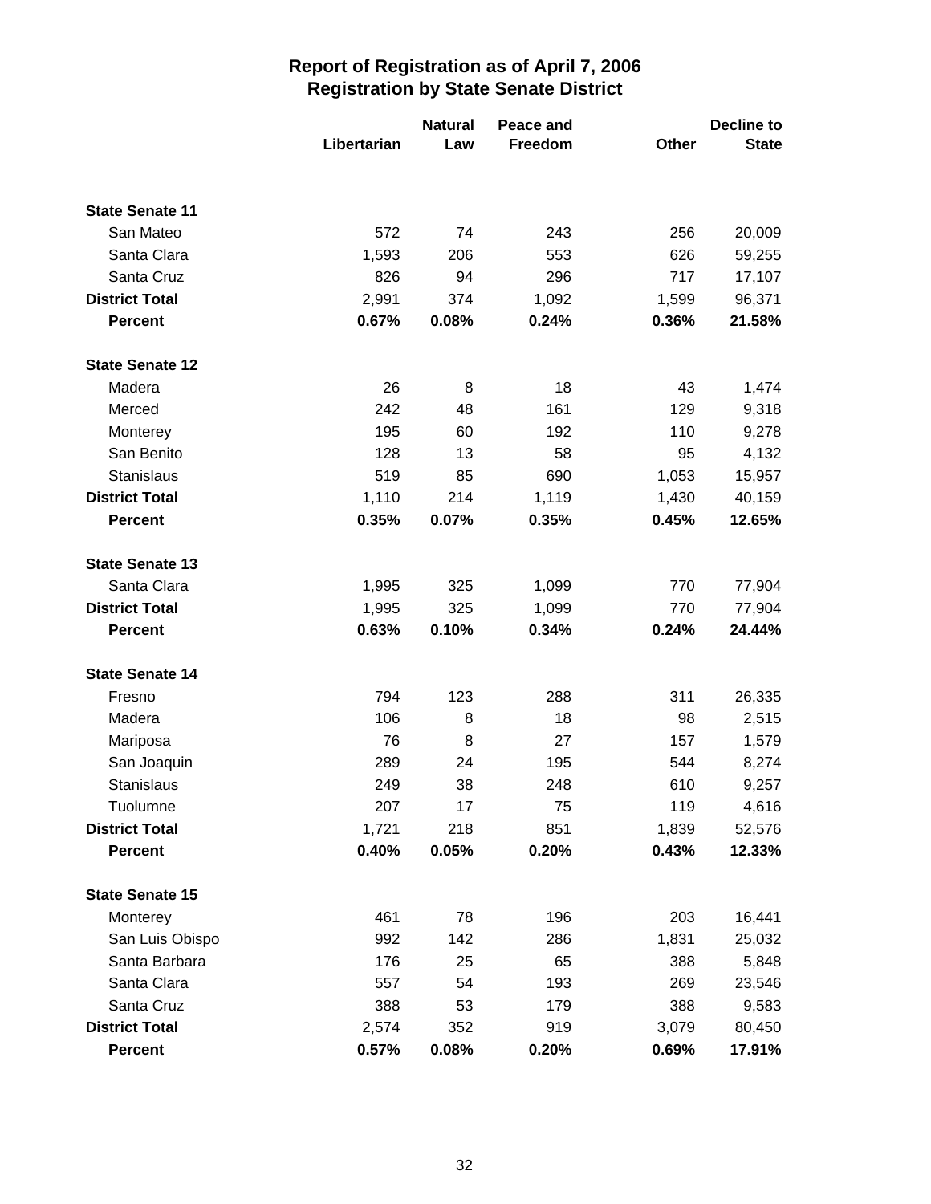# Report of Registration as of April 7, 2006
## Registration by State Senate District

| | Libertarian | Natural Law | Peace and Freedom | Other | Decline to State |
|---|---|---|---|---|---|
| **State Senate 11** | | | | | |
| San Mateo | 572 | 74 | 243 | 256 | 20,009 |
| Santa Clara | 1,593 | 206 | 553 | 626 | 59,255 |
| Santa Cruz | 826 | 94 | 296 | 717 | 17,107 |
| **District Total** | 2,991 | 374 | 1,092 | 1,599 | 96,371 |
| **Percent** | **0.67%** | **0.08%** | **0.24%** | **0.36%** | **21.58%** |
| **State Senate 12** | | | | | |
| Madera | 26 | 8 | 18 | 43 | 1,474 |
| Merced | 242 | 48 | 161 | 129 | 9,318 |
| Monterey | 195 | 60 | 192 | 110 | 9,278 |
| San Benito | 128 | 13 | 58 | 95 | 4,132 |
| Stanislaus | 519 | 85 | 690 | 1,053 | 15,957 |
| **District Total** | 1,110 | 214 | 1,119 | 1,430 | 40,159 |
| **Percent** | **0.35%** | **0.07%** | **0.35%** | **0.45%** | **12.65%** |
| **State Senate 13** | | | | | |
| Santa Clara | 1,995 | 325 | 1,099 | 770 | 77,904 |
| **District Total** | 1,995 | 325 | 1,099 | 770 | 77,904 |
| **Percent** | **0.63%** | **0.10%** | **0.34%** | **0.24%** | **24.44%** |
| **State Senate 14** | | | | | |
| Fresno | 794 | 123 | 288 | 311 | 26,335 |
| Madera | 106 | 8 | 18 | 98 | 2,515 |
| Mariposa | 76 | 8 | 27 | 157 | 1,579 |
| San Joaquin | 289 | 24 | 195 | 544 | 8,274 |
| Stanislaus | 249 | 38 | 248 | 610 | 9,257 |
| Tuolumne | 207 | 17 | 75 | 119 | 4,616 |
| **District Total** | 1,721 | 218 | 851 | 1,839 | 52,576 |
| **Percent** | **0.40%** | **0.05%** | **0.20%** | **0.43%** | **12.33%** |
| **State Senate 15** | | | | | |
| Monterey | 461 | 78 | 196 | 203 | 16,441 |
| San Luis Obispo | 992 | 142 | 286 | 1,831 | 25,032 |
| Santa Barbara | 176 | 25 | 65 | 388 | 5,848 |
| Santa Clara | 557 | 54 | 193 | 269 | 23,546 |
| Santa Cruz | 388 | 53 | 179 | 388 | 9,583 |
| **District Total** | 2,574 | 352 | 919 | 3,079 | 80,450 |
| **Percent** | **0.57%** | **0.08%** | **0.20%** | **0.69%** | **17.91%** |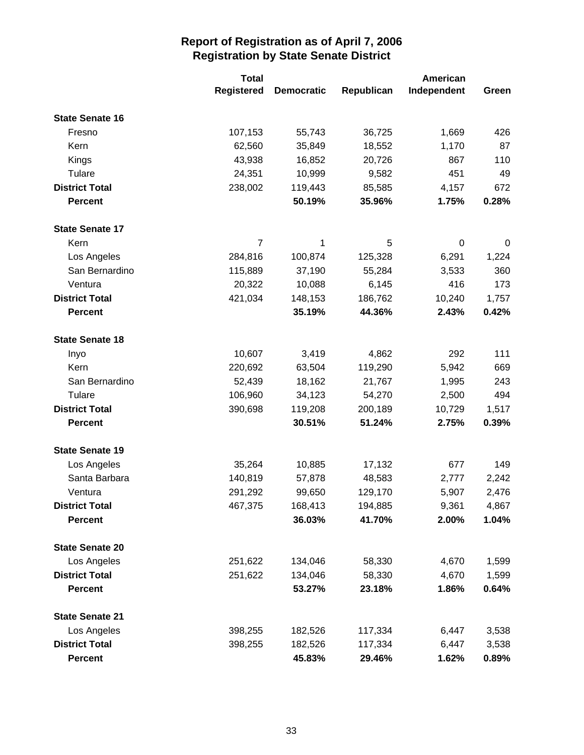# Report of Registration as of April 7, 2006
## Registration by State Senate District

| | Total Registered | Democratic | Republican | American Independent | Green |
|---|---|---|---|---|---|
| **State Senate 16** | | | | | |
| Fresno | 107,153 | 55,743 | 36,725 | 1,669 | 426 |
| Kern | 62,560 | 35,849 | 18,552 | 1,170 | 87 |
| Kings | 43,938 | 16,852 | 20,726 | 867 | 110 |
| Tulare | 24,351 | 10,999 | 9,582 | 451 | 49 |
| **District Total** | 238,002 | 119,443 | 85,585 | 4,157 | 672 |
| **Percent** | | **50.19%** | **35.96%** | **1.75%** | **0.28%** |
| **State Senate 17** | | | | | |
| Kern | 7 | 1 | 5 | 0 | 0 |
| Los Angeles | 284,816 | 100,874 | 125,328 | 6,291 | 1,224 |
| San Bernardino | 115,889 | 37,190 | 55,284 | 3,533 | 360 |
| Ventura | 20,322 | 10,088 | 6,145 | 416 | 173 |
| **District Total** | 421,034 | 148,153 | 186,762 | 10,240 | 1,757 |
| **Percent** | | **35.19%** | **44.36%** | **2.43%** | **0.42%** |
| **State Senate 18** | | | | | |
| Inyo | 10,607 | 3,419 | 4,862 | 292 | 111 |
| Kern | 220,692 | 63,504 | 119,290 | 5,942 | 669 |
| San Bernardino | 52,439 | 18,162 | 21,767 | 1,995 | 243 |
| Tulare | 106,960 | 34,123 | 54,270 | 2,500 | 494 |
| **District Total** | 390,698 | 119,208 | 200,189 | 10,729 | 1,517 |
| **Percent** | | **30.51%** | **51.24%** | **2.75%** | **0.39%** |
| **State Senate 19** | | | | | |
| Los Angeles | 35,264 | 10,885 | 17,132 | 677 | 149 |
| Santa Barbara | 140,819 | 57,878 | 48,583 | 2,777 | 2,242 |
| Ventura | 291,292 | 99,650 | 129,170 | 5,907 | 2,476 |
| **District Total** | 467,375 | 168,413 | 194,885 | 9,361 | 4,867 |
| **Percent** | | **36.03%** | **41.70%** | **2.00%** | **1.04%** |
| **State Senate 20** | | | | | |
| Los Angeles | 251,622 | 134,046 | 58,330 | 4,670 | 1,599 |
| **District Total** | 251,622 | 134,046 | 58,330 | 4,670 | 1,599 |
| **Percent** | | **53.27%** | **23.18%** | **1.86%** | **0.64%** |
| **State Senate 21** | | | | | |
| Los Angeles | 398,255 | 182,526 | 117,334 | 6,447 | 3,538 |
| **District Total** | 398,255 | 182,526 | 117,334 | 6,447 | 3,538 |
| **Percent** | | **45.83%** | **29.46%** | **1.62%** | **0.89%** |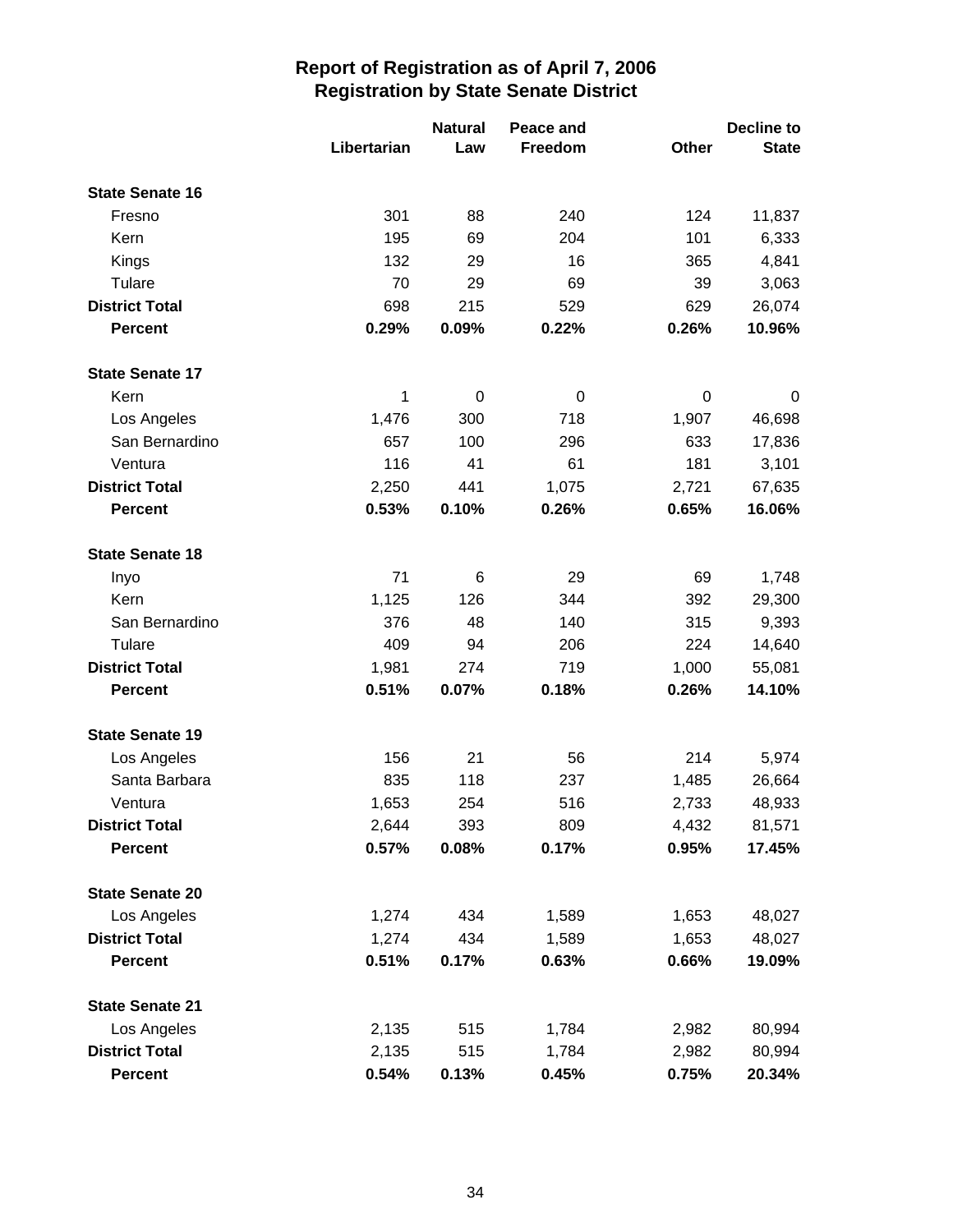# Report of Registration as of April 7, 2006
## Registration by State Senate District

| | Libertarian | Natural Law | Peace and Freedom | Other | Decline to State |
|---|---|---|---|---|---|
| **State Senate 16** | | | | | |
| Fresno | 301 | 88 | 240 | 124 | 11,837 |
| Kern | 195 | 69 | 204 | 101 | 6,333 |
| Kings | 132 | 29 | 16 | 365 | 4,841 |
| Tulare | 70 | 29 | 69 | 39 | 3,063 |
| **District Total** | 698 | 215 | 529 | 629 | 26,074 |
| **Percent** | **0.29%** | **0.09%** | **0.22%** | **0.26%** | **10.96%** |
| **State Senate 17** | | | | | |
| Kern | 1 | 0 | 0 | 0 | 0 |
| Los Angeles | 1,476 | 300 | 718 | 1,907 | 46,698 |
| San Bernardino | 657 | 100 | 296 | 633 | 17,836 |
| Ventura | 116 | 41 | 61 | 181 | 3,101 |
| **District Total** | 2,250 | 441 | 1,075 | 2,721 | 67,635 |
| **Percent** | **0.53%** | **0.10%** | **0.26%** | **0.65%** | **16.06%** |
| **State Senate 18** | | | | | |
| Inyo | 71 | 6 | 29 | 69 | 1,748 |
| Kern | 1,125 | 126 | 344 | 392 | 29,300 |
| San Bernardino | 376 | 48 | 140 | 315 | 9,393 |
| Tulare | 409 | 94 | 206 | 224 | 14,640 |
| **District Total** | 1,981 | 274 | 719 | 1,000 | 55,081 |
| **Percent** | **0.51%** | **0.07%** | **0.18%** | **0.26%** | **14.10%** |
| **State Senate 19** | | | | | |
| Los Angeles | 156 | 21 | 56 | 214 | 5,974 |
| Santa Barbara | 835 | 118 | 237 | 1,485 | 26,664 |
| Ventura | 1,653 | 254 | 516 | 2,733 | 48,933 |
| **District Total** | 2,644 | 393 | 809 | 4,432 | 81,571 |
| **Percent** | **0.57%** | **0.08%** | **0.17%** | **0.95%** | **17.45%** |
| **State Senate 20** | | | | | |
| Los Angeles | 1,274 | 434 | 1,589 | 1,653 | 48,027 |
| **District Total** | 1,274 | 434 | 1,589 | 1,653 | 48,027 |
| **Percent** | **0.51%** | **0.17%** | **0.63%** | **0.66%** | **19.09%** |
| **State Senate 21** | | | | | |
| Los Angeles | 2,135 | 515 | 1,784 | 2,982 | 80,994 |
| **District Total** | 2,135 | 515 | 1,784 | 2,982 | 80,994 |
| **Percent** | **0.54%** | **0.13%** | **0.45%** | **0.75%** | **20.34%** |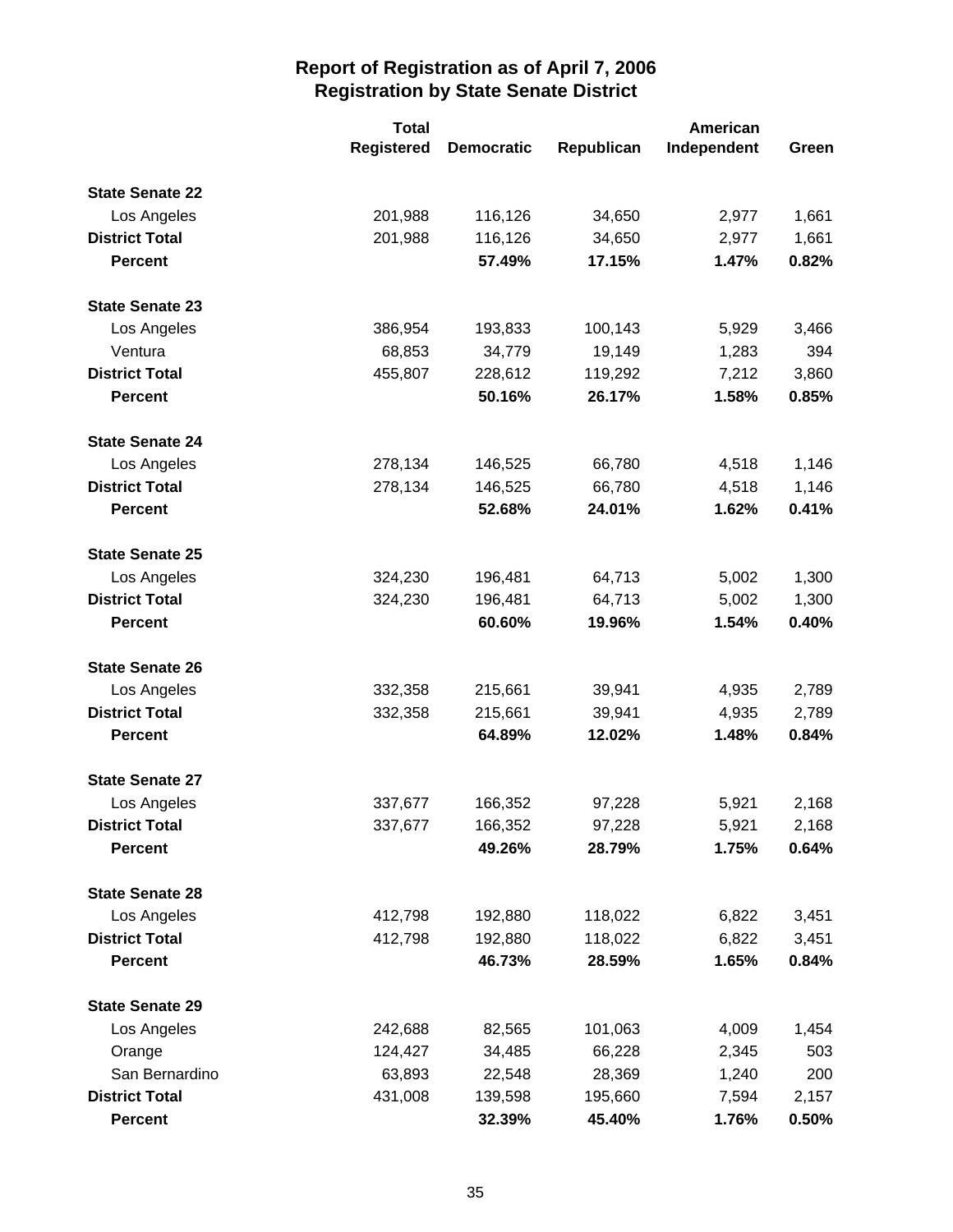## Report of Registration as of April 7, 2006
## Registration by State Senate District

| | Total Registered | Democratic | Republican | American Independent | Green |
|---|---|---|---|---|---|
| **State Senate 22** | | | | | |
| Los Angeles | 201,988 | 116,126 | 34,650 | 2,977 | 1,661 |
| **District Total** | 201,988 | 116,126 | 34,650 | 2,977 | 1,661 |
| **Percent** | | **57.49%** | **17.15%** | **1.47%** | **0.82%** |
| **State Senate 23** | | | | | |
| Los Angeles | 386,954 | 193,833 | 100,143 | 5,929 | 3,466 |
| Ventura | 68,853 | 34,779 | 19,149 | 1,283 | 394 |
| **District Total** | 455,807 | 228,612 | 119,292 | 7,212 | 3,860 |
| **Percent** | | **50.16%** | **26.17%** | **1.58%** | **0.85%** |
| **State Senate 24** | | | | | |
| Los Angeles | 278,134 | 146,525 | 66,780 | 4,518 | 1,146 |
| **District Total** | 278,134 | 146,525 | 66,780 | 4,518 | 1,146 |
| **Percent** | | **52.68%** | **24.01%** | **1.62%** | **0.41%** |
| **State Senate 25** | | | | | |
| Los Angeles | 324,230 | 196,481 | 64,713 | 5,002 | 1,300 |
| **District Total** | 324,230 | 196,481 | 64,713 | 5,002 | 1,300 |
| **Percent** | | **60.60%** | **19.96%** | **1.54%** | **0.40%** |
| **State Senate 26** | | | | | |
| Los Angeles | 332,358 | 215,661 | 39,941 | 4,935 | 2,789 |
| **District Total** | 332,358 | 215,661 | 39,941 | 4,935 | 2,789 |
| **Percent** | | **64.89%** | **12.02%** | **1.48%** | **0.84%** |
| **State Senate 27** | | | | | |
| Los Angeles | 337,677 | 166,352 | 97,228 | 5,921 | 2,168 |
| **District Total** | 337,677 | 166,352 | 97,228 | 5,921 | 2,168 |
| **Percent** | | **49.26%** | **28.79%** | **1.75%** | **0.64%** |
| **State Senate 28** | | | | | |
| Los Angeles | 412,798 | 192,880 | 118,022 | 6,822 | 3,451 |
| **District Total** | 412,798 | 192,880 | 118,022 | 6,822 | 3,451 |
| **Percent** | | **46.73%** | **28.59%** | **1.65%** | **0.84%** |
| **State Senate 29** | | | | | |
| Los Angeles | 242,688 | 82,565 | 101,063 | 4,009 | 1,454 |
| Orange | 124,427 | 34,485 | 66,228 | 2,345 | 503 |
| San Bernardino | 63,893 | 22,548 | 28,369 | 1,240 | 200 |
| **District Total** | 431,008 | 139,598 | 195,660 | 7,594 | 2,157 |
| **Percent** | | **32.39%** | **45.40%** | **1.76%** | **0.50%** |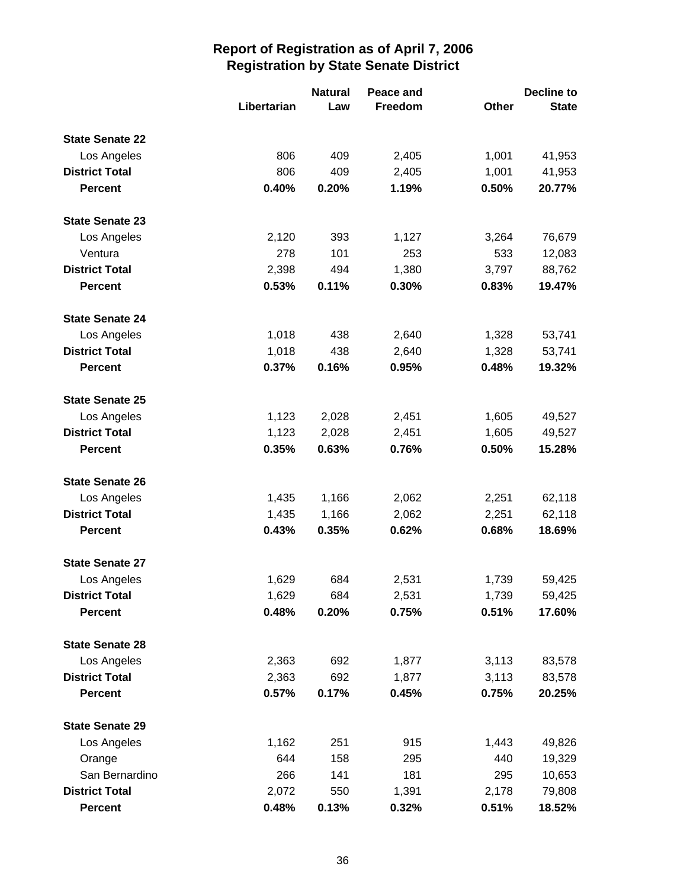## Report of Registration as of April 7, 2006
## Registration by State Senate District

| | Libertarian | Natural Law | Peace and Freedom | Other | Decline to State |
|---|---|---|---|---|---|
| **State Senate 22** | | | | | |
| Los Angeles | 806 | 409 | 2,405 | 1,001 | 41,953 |
| **District Total** | 806 | 409 | 2,405 | 1,001 | 41,953 |
| **Percent** | **0.40%** | **0.20%** | **1.19%** | **0.50%** | **20.77%** |
| **State Senate 23** | | | | | |
| Los Angeles | 2,120 | 393 | 1,127 | 3,264 | 76,679 |
| Ventura | 278 | 101 | 253 | 533 | 12,083 |
| **District Total** | 2,398 | 494 | 1,380 | 3,797 | 88,762 |
| **Percent** | **0.53%** | **0.11%** | **0.30%** | **0.83%** | **19.47%** |
| **State Senate 24** | | | | | |
| Los Angeles | 1,018 | 438 | 2,640 | 1,328 | 53,741 |
| **District Total** | 1,018 | 438 | 2,640 | 1,328 | 53,741 |
| **Percent** | **0.37%** | **0.16%** | **0.95%** | **0.48%** | **19.32%** |
| **State Senate 25** | | | | | |
| Los Angeles | 1,123 | 2,028 | 2,451 | 1,605 | 49,527 |
| **District Total** | 1,123 | 2,028 | 2,451 | 1,605 | 49,527 |
| **Percent** | **0.35%** | **0.63%** | **0.76%** | **0.50%** | **15.28%** |
| **State Senate 26** | | | | | |
| Los Angeles | 1,435 | 1,166 | 2,062 | 2,251 | 62,118 |
| **District Total** | 1,435 | 1,166 | 2,062 | 2,251 | 62,118 |
| **Percent** | **0.43%** | **0.35%** | **0.62%** | **0.68%** | **18.69%** |
| **State Senate 27** | | | | | |
| Los Angeles | 1,629 | 684 | 2,531 | 1,739 | 59,425 |
| **District Total** | 1,629 | 684 | 2,531 | 1,739 | 59,425 |
| **Percent** | **0.48%** | **0.20%** | **0.75%** | **0.51%** | **17.60%** |
| **State Senate 28** | | | | | |
| Los Angeles | 2,363 | 692 | 1,877 | 3,113 | 83,578 |
| **District Total** | 2,363 | 692 | 1,877 | 3,113 | 83,578 |
| **Percent** | **0.57%** | **0.17%** | **0.45%** | **0.75%** | **20.25%** |
| **State Senate 29** | | | | | |
| Los Angeles | 1,162 | 251 | 915 | 1,443 | 49,826 |
| Orange | 644 | 158 | 295 | 440 | 19,329 |
| San Bernardino | 266 | 141 | 181 | 295 | 10,653 |
| **District Total** | 2,072 | 550 | 1,391 | 2,178 | 79,808 |
| **Percent** | **0.48%** | **0.13%** | **0.32%** | **0.51%** | **18.52%** |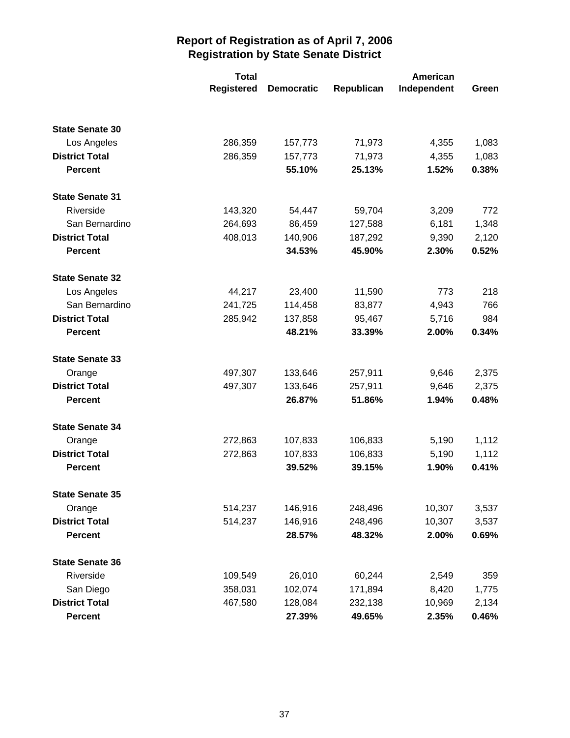# Report of Registration as of April 7, 2006
## Registration by State Senate District

| | Total Registered | Democratic | Republican | American Independent | Green |
|---|---|---|---|---|---|
| **State Senate 30** | | | | | |
| Los Angeles | 286,359 | 157,773 | 71,973 | 4,355 | 1,083 |
| **District Total** | 286,359 | 157,773 | 71,973 | 4,355 | 1,083 |
| **Percent** | | **55.10%** | **25.13%** | **1.52%** | **0.38%** |
| **State Senate 31** | | | | | |
| Riverside | 143,320 | 54,447 | 59,704 | 3,209 | 772 |
| San Bernardino | 264,693 | 86,459 | 127,588 | 6,181 | 1,348 |
| **District Total** | 408,013 | 140,906 | 187,292 | 9,390 | 2,120 |
| **Percent** | | **34.53%** | **45.90%** | **2.30%** | **0.52%** |
| **State Senate 32** | | | | | |
| Los Angeles | 44,217 | 23,400 | 11,590 | 773 | 218 |
| San Bernardino | 241,725 | 114,458 | 83,877 | 4,943 | 766 |
| **District Total** | 285,942 | 137,858 | 95,467 | 5,716 | 984 |
| **Percent** | | **48.21%** | **33.39%** | **2.00%** | **0.34%** |
| **State Senate 33** | | | | | |
| Orange | 497,307 | 133,646 | 257,911 | 9,646 | 2,375 |
| **District Total** | 497,307 | 133,646 | 257,911 | 9,646 | 2,375 |
| **Percent** | | **26.87%** | **51.86%** | **1.94%** | **0.48%** |
| **State Senate 34** | | | | | |
| Orange | 272,863 | 107,833 | 106,833 | 5,190 | 1,112 |
| **District Total** | 272,863 | 107,833 | 106,833 | 5,190 | 1,112 |
| **Percent** | | **39.52%** | **39.15%** | **1.90%** | **0.41%** |
| **State Senate 35** | | | | | |
| Orange | 514,237 | 146,916 | 248,496 | 10,307 | 3,537 |
| **District Total** | 514,237 | 146,916 | 248,496 | 10,307 | 3,537 |
| **Percent** | | **28.57%** | **48.32%** | **2.00%** | **0.69%** |
| **State Senate 36** | | | | | |
| Riverside | 109,549 | 26,010 | 60,244 | 2,549 | 359 |
| San Diego | 358,031 | 102,074 | 171,894 | 8,420 | 1,775 |
| **District Total** | 467,580 | 128,084 | 232,138 | 10,969 | 2,134 |
| **Percent** | | **27.39%** | **49.65%** | **2.35%** | **0.46%** |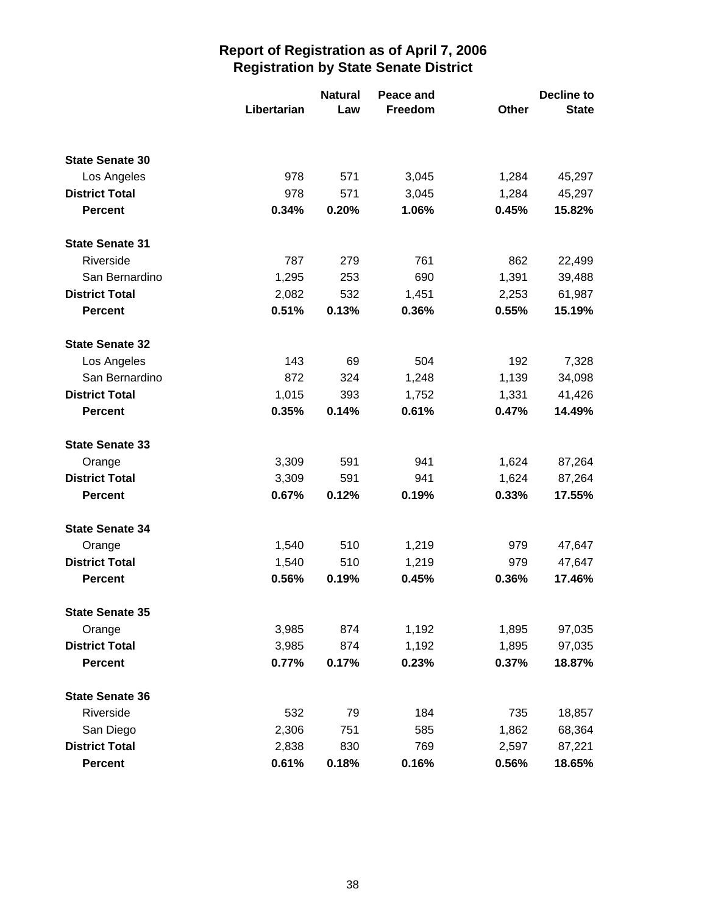# Report of Registration as of April 7, 2006
## Registration by State Senate District

| | Libertarian | Natural Law | Peace and Freedom | Other | Decline to State |
|---|---|---|---|---|---|
| **State Senate 30** | | | | | |
| Los Angeles | 978 | 571 | 3,045 | 1,284 | 45,297 |
| **District Total** | 978 | 571 | 3,045 | 1,284 | 45,297 |
| **Percent** | **0.34%** | **0.20%** | **1.06%** | **0.45%** | **15.82%** |
| **State Senate 31** | | | | | |
| Riverside | 787 | 279 | 761 | 862 | 22,499 |
| San Bernardino | 1,295 | 253 | 690 | 1,391 | 39,488 |
| **District Total** | 2,082 | 532 | 1,451 | 2,253 | 61,987 |
| **Percent** | **0.51%** | **0.13%** | **0.36%** | **0.55%** | **15.19%** |
| **State Senate 32** | | | | | |
| Los Angeles | 143 | 69 | 504 | 192 | 7,328 |
| San Bernardino | 872 | 324 | 1,248 | 1,139 | 34,098 |
| **District Total** | 1,015 | 393 | 1,752 | 1,331 | 41,426 |
| **Percent** | **0.35%** | **0.14%** | **0.61%** | **0.47%** | **14.49%** |
| **State Senate 33** | | | | | |
| Orange | 3,309 | 591 | 941 | 1,624 | 87,264 |
| **District Total** | 3,309 | 591 | 941 | 1,624 | 87,264 |
| **Percent** | **0.67%** | **0.12%** | **0.19%** | **0.33%** | **17.55%** |
| **State Senate 34** | | | | | |
| Orange | 1,540 | 510 | 1,219 | 979 | 47,647 |
| **District Total** | 1,540 | 510 | 1,219 | 979 | 47,647 |
| **Percent** | **0.56%** | **0.19%** | **0.45%** | **0.36%** | **17.46%** |
| **State Senate 35** | | | | | |
| Orange | 3,985 | 874 | 1,192 | 1,895 | 97,035 |
| **District Total** | 3,985 | 874 | 1,192 | 1,895 | 97,035 |
| **Percent** | **0.77%** | **0.17%** | **0.23%** | **0.37%** | **18.87%** |
| **State Senate 36** | | | | | |
| Riverside | 532 | 79 | 184 | 735 | 18,857 |
| San Diego | 2,306 | 751 | 585 | 1,862 | 68,364 |
| **District Total** | 2,838 | 830 | 769 | 2,597 | 87,221 |
| **Percent** | **0.61%** | **0.18%** | **0.16%** | **0.56%** | **18.65%** |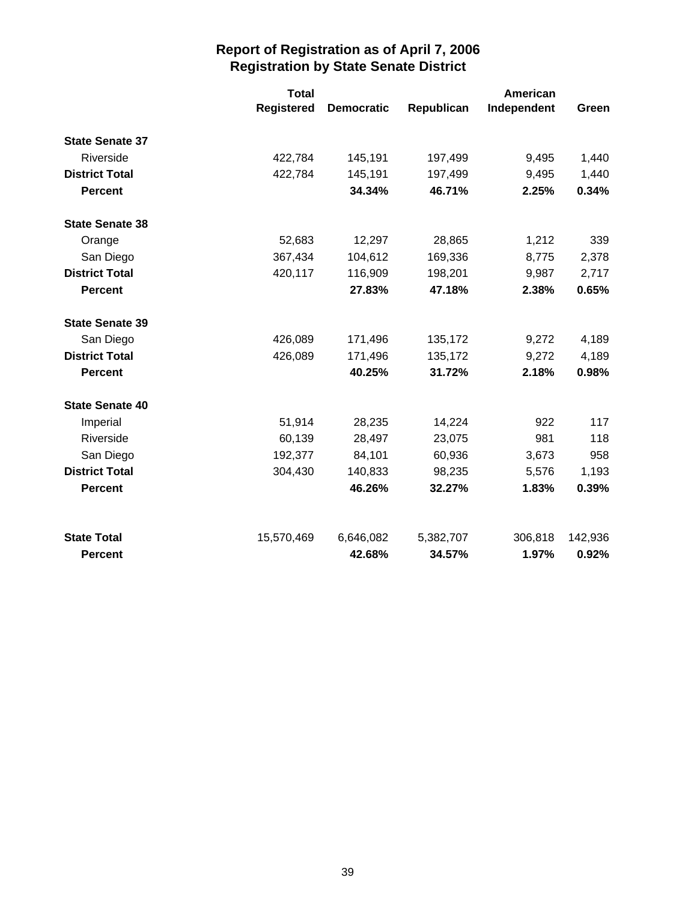# Report of Registration as of April 7, 2006
## Registration by State Senate District

| | Total Registered | Democratic | Republican | American Independent | Green |
|---|---|---|---|---|---|
| **State Senate 37** | | | | | |
| Riverside | 422,784 | 145,191 | 197,499 | 9,495 | 1,440 |
| **District Total** | 422,784 | 145,191 | 197,499 | 9,495 | 1,440 |
| **Percent** | | **34.34%** | **46.71%** | **2.25%** | **0.34%** |
| **State Senate 38** | | | | | |
| Orange | 52,683 | 12,297 | 28,865 | 1,212 | 339 |
| San Diego | 367,434 | 104,612 | 169,336 | 8,775 | 2,378 |
| **District Total** | 420,117 | 116,909 | 198,201 | 9,987 | 2,717 |
| **Percent** | | **27.83%** | **47.18%** | **2.38%** | **0.65%** |
| **State Senate 39** | | | | | |
| San Diego | 426,089 | 171,496 | 135,172 | 9,272 | 4,189 |
| **District Total** | 426,089 | 171,496 | 135,172 | 9,272 | 4,189 |
| **Percent** | | **40.25%** | **31.72%** | **2.18%** | **0.98%** |
| **State Senate 40** | | | | | |
| Imperial | 51,914 | 28,235 | 14,224 | 922 | 117 |
| Riverside | 60,139 | 28,497 | 23,075 | 981 | 118 |
| San Diego | 192,377 | 84,101 | 60,936 | 3,673 | 958 |
| **District Total** | 304,430 | 140,833 | 98,235 | 5,576 | 1,193 |
| **Percent** | | **46.26%** | **32.27%** | **1.83%** | **0.39%** |
| **State Total** | 15,570,469 | 6,646,082 | 5,382,707 | 306,818 | 142,936 |
| **Percent** | | **42.68%** | **34.57%** | **1.97%** | **0.92%** |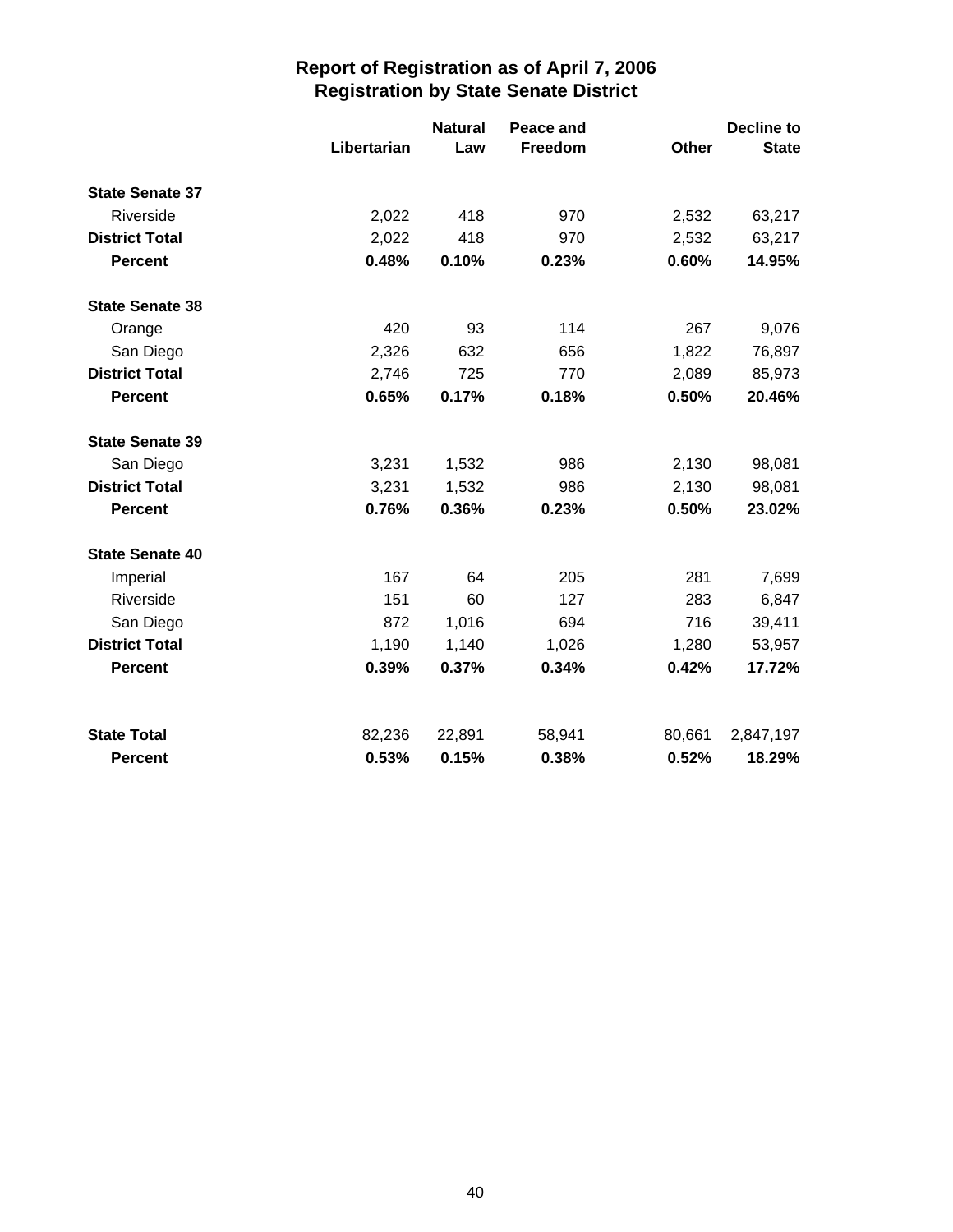# Report of Registration as of April 7, 2006
## Registration by State Senate District

| | Libertarian | Natural Law | Peace and Freedom | Other | Decline to State |
|---|---|---|---|---|---|
| **State Senate 37** | | | | | |
| Riverside | 2,022 | 418 | 970 | 2,532 | 63,217 |
| **District Total** | 2,022 | 418 | 970 | 2,532 | 63,217 |
| **Percent** | **0.48%** | **0.10%** | **0.23%** | **0.60%** | **14.95%** |
| **State Senate 38** | | | | | |
| Orange | 420 | 93 | 114 | 267 | 9,076 |
| San Diego | 2,326 | 632 | 656 | 1,822 | 76,897 |
| **District Total** | 2,746 | 725 | 770 | 2,089 | 85,973 |
| **Percent** | **0.65%** | **0.17%** | **0.18%** | **0.50%** | **20.46%** |
| **State Senate 39** | | | | | |
| San Diego | 3,231 | 1,532 | 986 | 2,130 | 98,081 |
| **District Total** | 3,231 | 1,532 | 986 | 2,130 | 98,081 |
| **Percent** | **0.76%** | **0.36%** | **0.23%** | **0.50%** | **23.02%** |
| **State Senate 40** | | | | | |
| Imperial | 167 | 64 | 205 | 281 | 7,699 |
| Riverside | 151 | 60 | 127 | 283 | 6,847 |
| San Diego | 872 | 1,016 | 694 | 716 | 39,411 |
| **District Total** | 1,190 | 1,140 | 1,026 | 1,280 | 53,957 |
| **Percent** | **0.39%** | **0.37%** | **0.34%** | **0.42%** | **17.72%** |
| **State Total** | 82,236 | 22,891 | 58,941 | 80,661 | 2,847,197 |
| **Percent** | **0.53%** | **0.15%** | **0.38%** | **0.52%** | **18.29%** |